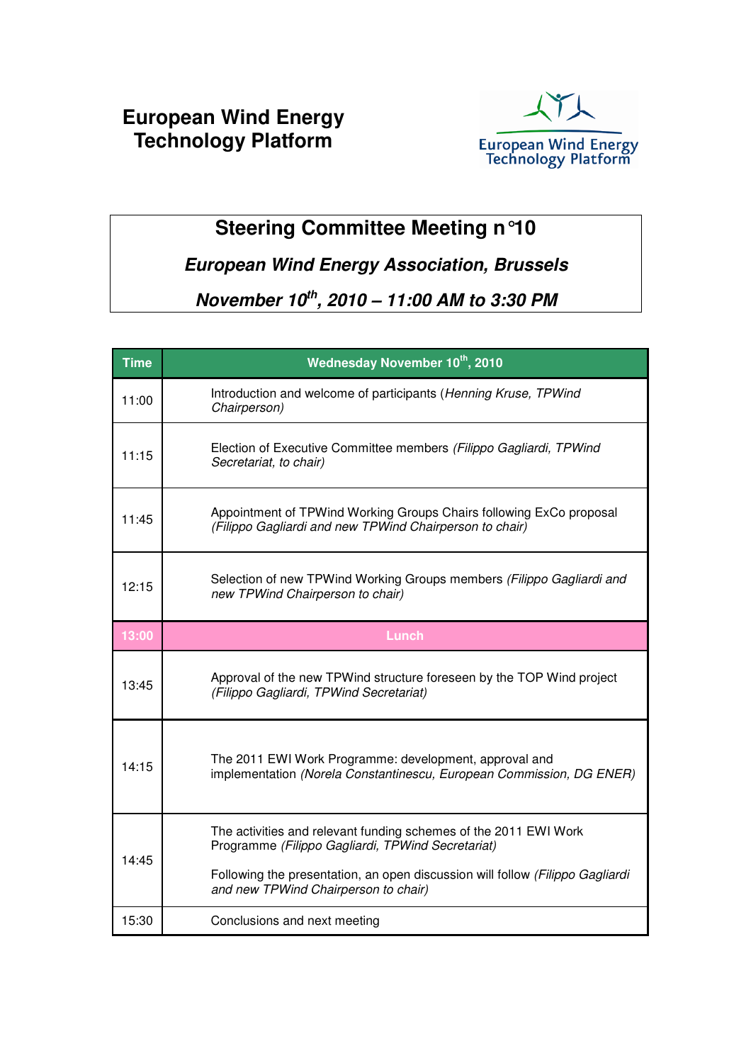# European Wind Energy Technology Platform

## Steering Committee Meeting n°10

***European Wind Energy Association, Brussels***

***November 10th, 2010 – 11:00 AM to 3:30 PM***

| Time | Wednesday November 10th, 2010 |
|---|---|
| 11:00 | Introduction and welcome of participants (*Henning Kruse, TPWind Chairperson)* |
| 11:15 | Election of Executive Committee members *(Filippo Gagliardi, TPWind Secretariat, to chair)* |
| 11:45 | Appointment of TPWind Working Groups Chairs following ExCo proposal *(Filippo Gagliardi and new TPWind Chairperson to chair)* |
| 12:15 | Selection of new TPWind Working Groups members *(Filippo Gagliardi and new TPWind Chairperson to chair)* |
| 13:00 | Lunch |
| 13:45 | Approval of the new TPWind structure foreseen by the TOP Wind project *(Filippo Gagliardi, TPWind Secretariat)* |
| 14:15 | The 2011 EWI Work Programme: development, approval and implementation *(Norela Constantinescu, European Commission, DG ENER)* |
| 14:45 | The activities and relevant funding schemes of the 2011 EWI Work Programme *(Filippo Gagliardi, TPWind Secretariat)*<br><br>Following the presentation, an open discussion will follow *(Filippo Gagliardi and new TPWind Chairperson to chair)* |
| 15:30 | Conclusions and next meeting |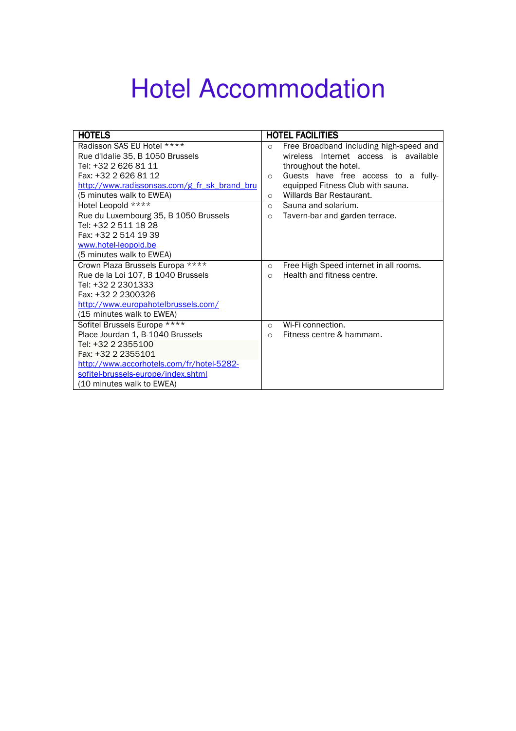# Hotel Accommodation

| HOTELS | HOTEL FACILITIES |
|---|---|
| Radisson SAS EU Hotel ****<br>Rue d'Idalie 35, B 1050 Brussels<br>Tel: +32 2 626 81 11<br>Fax: +32 2 626 81 12<br>http://www.radissonsas.com/g_fr_sk_brand_bru<br>(5 minutes walk to EWEA) | ○ Free Broadband including high-speed and wireless Internet access is available throughout the hotel.<br>○ Guests have free access to a fully-equipped Fitness Club with sauna.<br>○ Willards Bar Restaurant. |
| Hotel Leopold ****<br>Rue du Luxembourg 35, B 1050 Brussels<br>Tel: +32 2 511 18 28<br>Fax: +32 2 514 19 39<br>www.hotel-leopold.be<br>(5 minutes walk to EWEA) | ○ Sauna and solarium.<br>○ Tavern-bar and garden terrace. |
| Crown Plaza Brussels Europa ****<br>Rue de la Loi 107, B 1040 Brussels<br>Tel: +32 2 2301333<br>Fax: +32 2 2300326<br>http://www.europahotelbrussels.com/<br>(15 minutes walk to EWEA) | ○ Free High Speed internet in all rooms.<br>○ Health and fitness centre. |
| Sofitel Brussels Europe ****<br>Place Jourdan 1, B-1040 Brussels<br>Tel: +32 2 2355100<br>Fax: +32 2 2355101<br>http://www.accorhotels.com/fr/hotel-5282-sofitel-brussels-europe/index.shtml<br>(10 minutes walk to EWEA) | ○ Wi-Fi connection.<br>○ Fitness centre & hammam. |